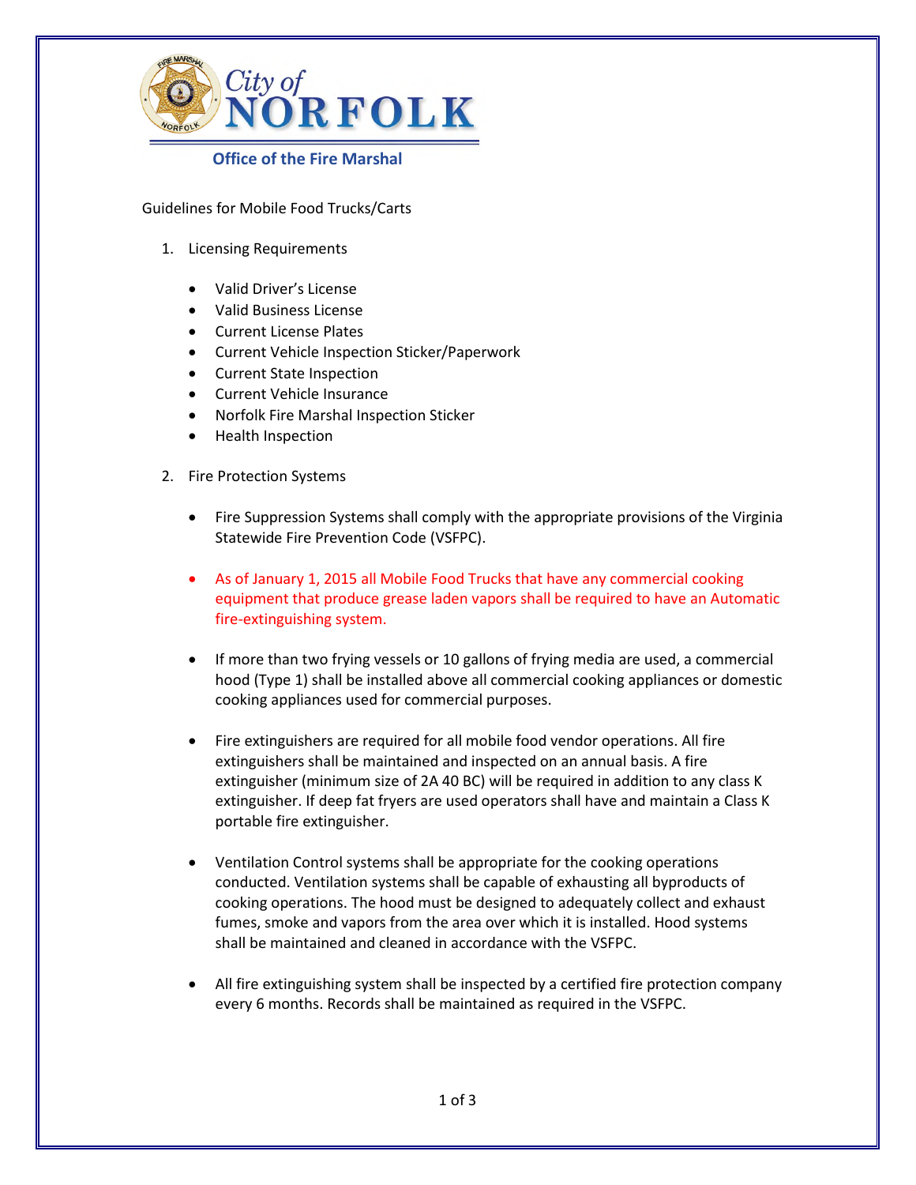City of NORFOLK

Office of the Fire Marshal

Guidelines for Mobile Food Trucks/Carts

1. Licensing Requirements

   - Valid Driver's License
   - Valid Business License
   - Current License Plates
   - Current Vehicle Inspection Sticker/Paperwork
   - Current State Inspection
   - Current Vehicle Insurance
   - Norfolk Fire Marshal Inspection Sticker
   - Health Inspection

2. Fire Protection Systems

   - Fire Suppression Systems shall comply with the appropriate provisions of the Virginia Statewide Fire Prevention Code (VSFPC).

   - As of January 1, 2015 all Mobile Food Trucks that have any commercial cooking equipment that produce grease laden vapors shall be required to have an Automatic fire-extinguishing system.

   - If more than two frying vessels or 10 gallons of frying media are used, a commercial hood (Type 1) shall be installed above all commercial cooking appliances or domestic cooking appliances used for commercial purposes.

   - Fire extinguishers are required for all mobile food vendor operations. All fire extinguishers shall be maintained and inspected on an annual basis. A fire extinguisher (minimum size of 2A 40 BC) will be required in addition to any class K extinguisher. If deep fat fryers are used operators shall have and maintain a Class K portable fire extinguisher.

   - Ventilation Control systems shall be appropriate for the cooking operations conducted. Ventilation systems shall be capable of exhausting all byproducts of cooking operations. The hood must be designed to adequately collect and exhaust fumes, smoke and vapors from the area over which it is installed. Hood systems shall be maintained and cleaned in accordance with the VSFPC.

   - All fire extinguishing system shall be inspected by a certified fire protection company every 6 months. Records shall be maintained as required in the VSFPC.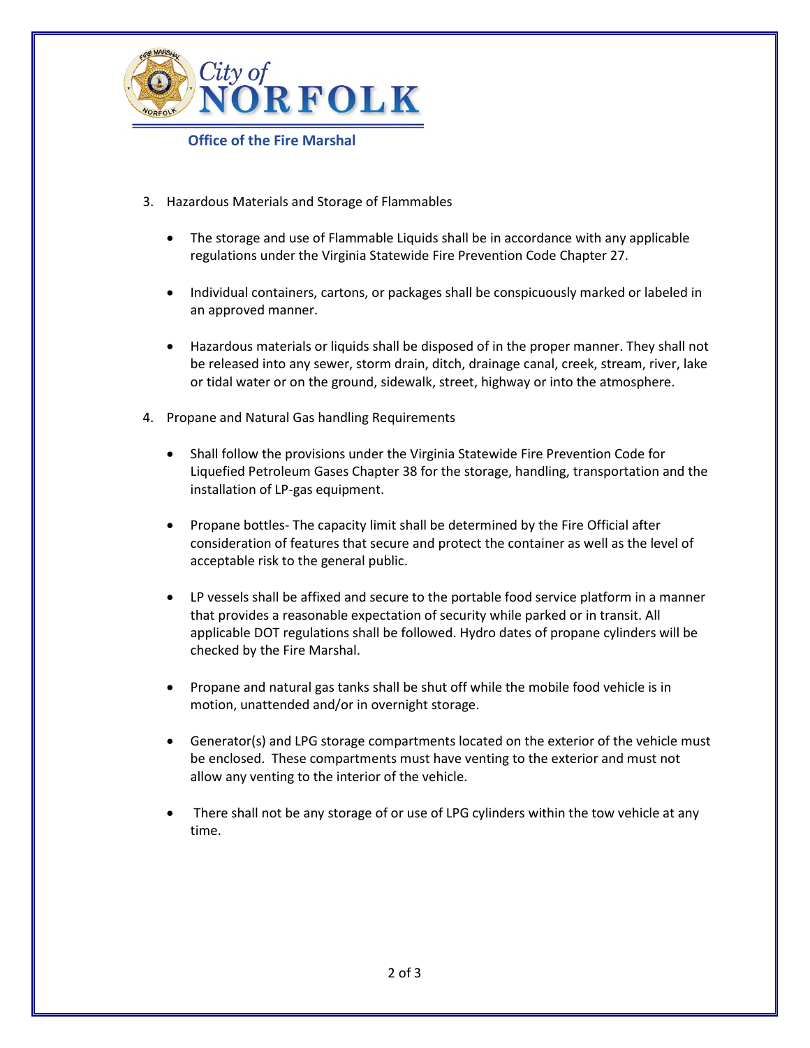**Office of the Fire Marshal**

3. Hazardous Materials and Storage of Flammables

    - The storage and use of Flammable Liquids shall be in accordance with any applicable regulations under the Virginia Statewide Fire Prevention Code Chapter 27.

    - Individual containers, cartons, or packages shall be conspicuously marked or labeled in an approved manner.

    - Hazardous materials or liquids shall be disposed of in the proper manner. They shall not be released into any sewer, storm drain, ditch, drainage canal, creek, stream, river, lake or tidal water or on the ground, sidewalk, street, highway or into the atmosphere.

4. Propane and Natural Gas handling Requirements

    - Shall follow the provisions under the Virginia Statewide Fire Prevention Code for Liquefied Petroleum Gases Chapter 38 for the storage, handling, transportation and the installation of LP-gas equipment.

    - Propane bottles- The capacity limit shall be determined by the Fire Official after consideration of features that secure and protect the container as well as the level of acceptable risk to the general public.

    - LP vessels shall be affixed and secure to the portable food service platform in a manner that provides a reasonable expectation of security while parked or in transit. All applicable DOT regulations shall be followed. Hydro dates of propane cylinders will be checked by the Fire Marshal.

    - Propane and natural gas tanks shall be shut off while the mobile food vehicle is in motion, unattended and/or in overnight storage.

    - Generator(s) and LPG storage compartments located on the exterior of the vehicle must be enclosed. These compartments must have venting to the exterior and must not allow any venting to the interior of the vehicle.

    - There shall not be any storage of or use of LPG cylinders within the tow vehicle at any time.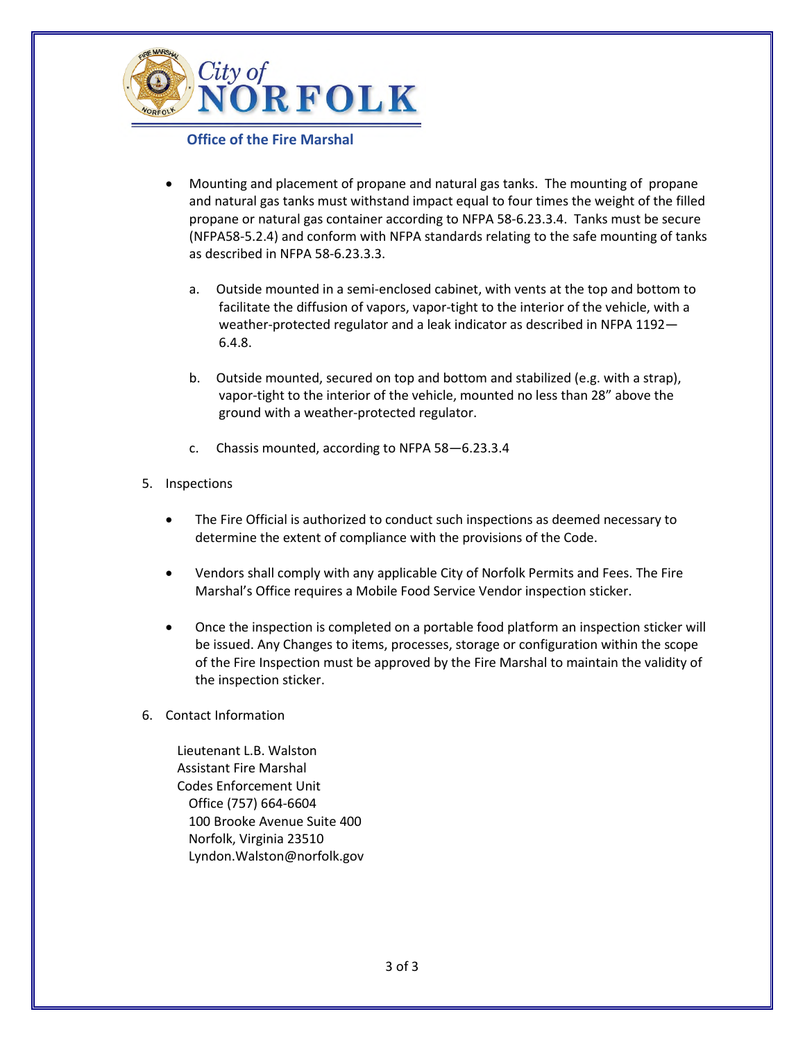**Office of the Fire Marshal**

- Mounting and placement of propane and natural gas tanks. The mounting of propane and natural gas tanks must withstand impact equal to four times the weight of the filled propane or natural gas container according to NFPA 58-6.23.3.4. Tanks must be secure (NFPA58-5.2.4) and conform with NFPA standards relating to the safe mounting of tanks as described in NFPA 58-6.23.3.3.

  a. Outside mounted in a semi-enclosed cabinet, with vents at the top and bottom to facilitate the diffusion of vapors, vapor-tight to the interior of the vehicle, with a weather-protected regulator and a leak indicator as described in NFPA 1192—6.4.8.

  b. Outside mounted, secured on top and bottom and stabilized (e.g. with a strap), vapor-tight to the interior of the vehicle, mounted no less than 28" above the ground with a weather-protected regulator.

  c. Chassis mounted, according to NFPA 58—6.23.3.4

5. Inspections

   - The Fire Official is authorized to conduct such inspections as deemed necessary to determine the extent of compliance with the provisions of the Code.
   - Vendors shall comply with any applicable City of Norfolk Permits and Fees. The Fire Marshal's Office requires a Mobile Food Service Vendor inspection sticker.
   - Once the inspection is completed on a portable food platform an inspection sticker will be issued. Any Changes to items, processes, storage or configuration within the scope of the Fire Inspection must be approved by the Fire Marshal to maintain the validity of the inspection sticker.

6. Contact Information

   Lieutenant L.B. Walston
   Assistant Fire Marshal
   Codes Enforcement Unit
   Office (757) 664-6604
   100 Brooke Avenue Suite 400
   Norfolk, Virginia 23510
   Lyndon.Walston@norfolk.gov